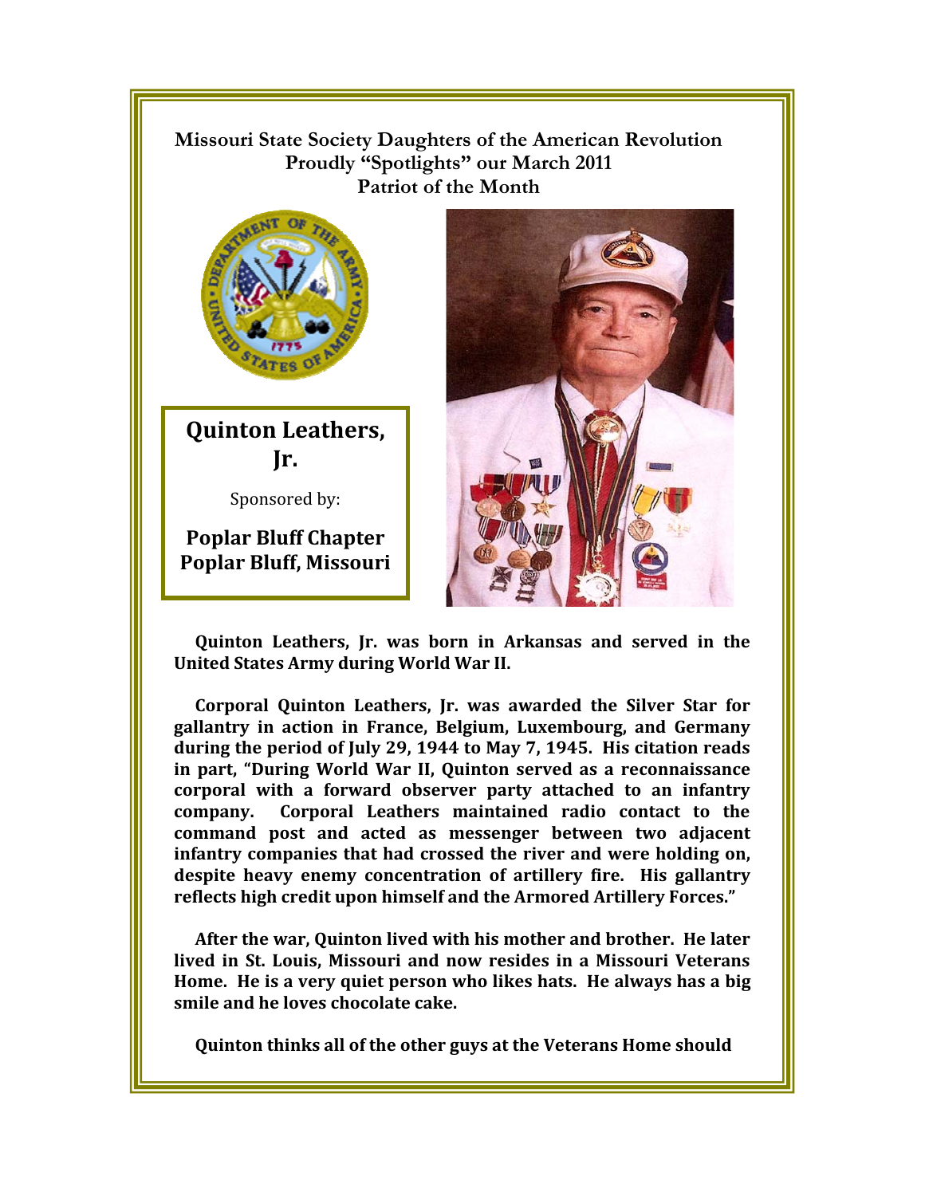**Missouri State Society Daughters of the American Revolution Proudly "Spotlights" our March 2011 Patriot of the Month**

## Quinton Leathers, Jr.

Sponsored by:

**Poplar Bluff Chapter**
**Poplar Bluff, Missouri**

**Quinton Leathers, Jr. was born in Arkansas and served in the United States Army during World War II.**

**Corporal Quinton Leathers, Jr. was awarded the Silver Star for gallantry in action in France, Belgium, Luxembourg, and Germany during the period of July 29, 1944 to May 7, 1945. His citation reads in part, "During World War II, Quinton served as a reconnaissance corporal with a forward observer party attached to an infantry company. Corporal Leathers maintained radio contact to the command post and acted as messenger between two adjacent infantry companies that had crossed the river and were holding on, despite heavy enemy concentration of artillery fire. His gallantry reflects high credit upon himself and the Armored Artillery Forces."**

**After the war, Quinton lived with his mother and brother. He later lived in St. Louis, Missouri and now resides in a Missouri Veterans Home. He is a very quiet person who likes hats. He always has a big smile and he loves chocolate cake.**

**Quinton thinks all of the other guys at the Veterans Home should**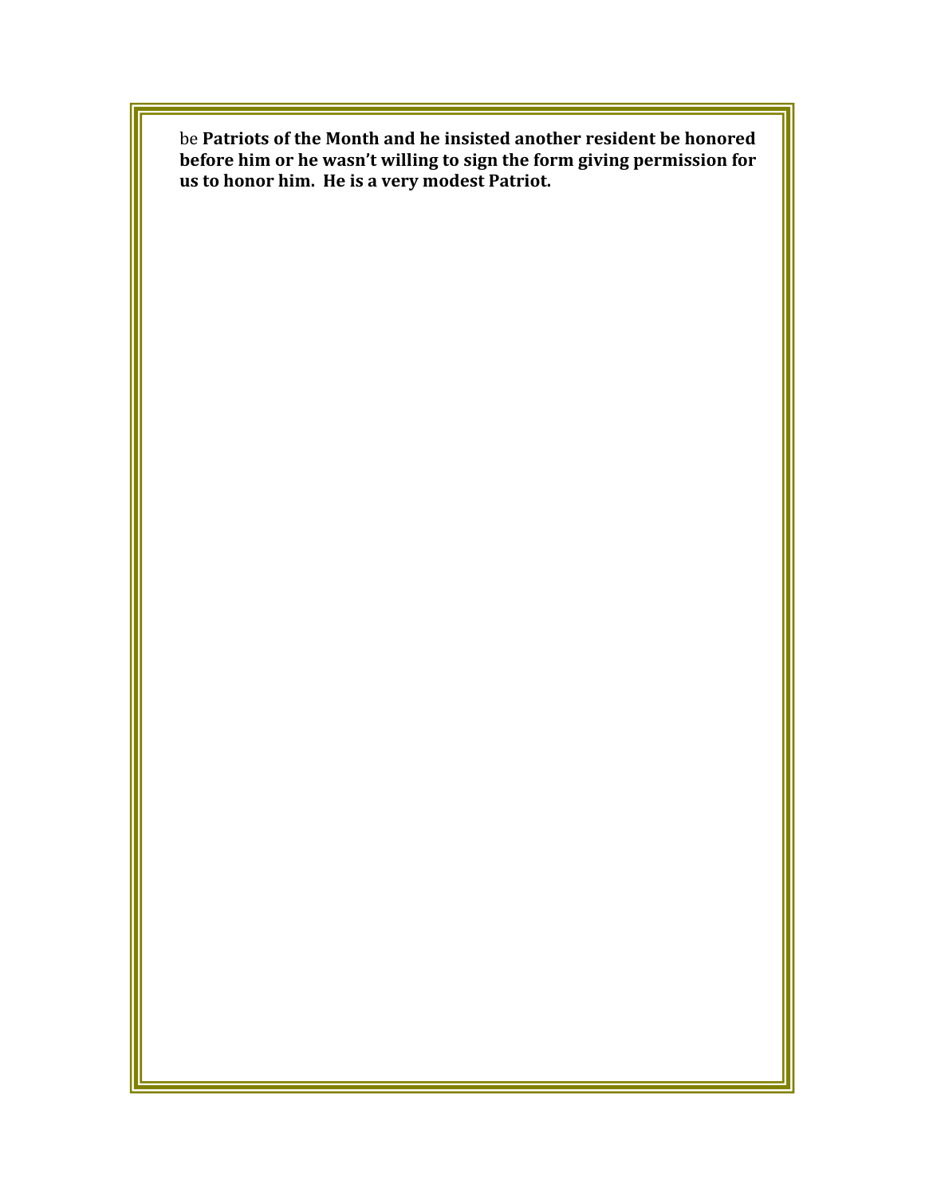be **Patriots of the Month and he insisted another resident be honored before him or he wasn't willing to sign the form giving permission for us to honor him. He is a very modest Patriot.**